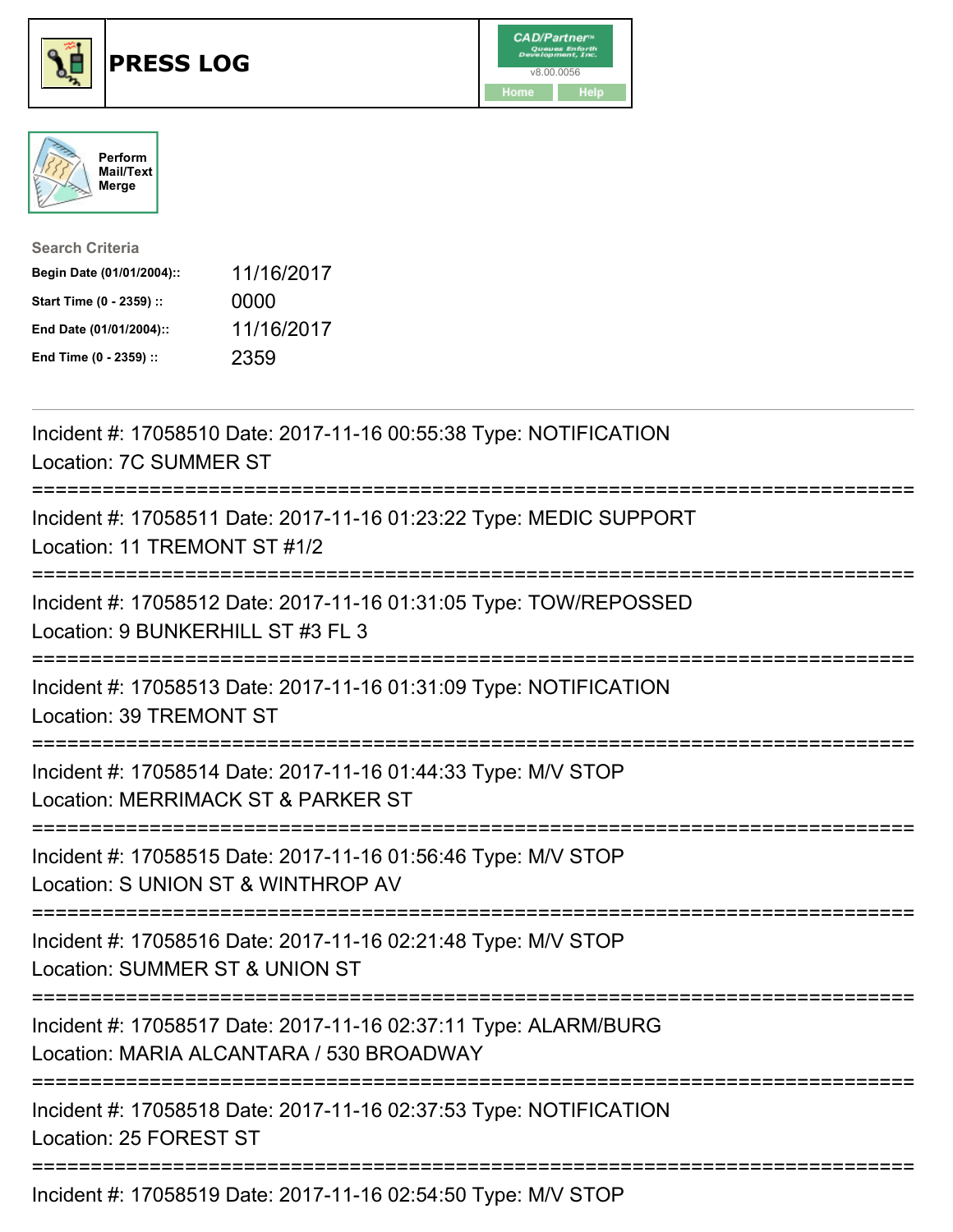# PRESS LOG

CAD/Partner™ v8.00.0056

Home | Help

Perform Mail/Text Merge

**Search Criteria**

| | |
|---|---|
| **Begin Date (01/01/2004)::** | 11/16/2017 |
| **Start Time (0 - 2359) ::** | 0000 |
| **End Date (01/01/2004)::** | 11/16/2017 |
| **End Time (0 - 2359) ::** | 2359 |

---

Incident #: 17058510 Date: 2017-11-16 00:55:38 Type: NOTIFICATION
Location: 7C SUMMER ST

===========================================================================

Incident #: 17058511 Date: 2017-11-16 01:23:22 Type: MEDIC SUPPORT
Location: 11 TREMONT ST #1/2

===========================================================================

Incident #: 17058512 Date: 2017-11-16 01:31:05 Type: TOW/REPOSSED
Location: 9 BUNKERHILL ST #3 FL 3

===========================================================================

Incident #: 17058513 Date: 2017-11-16 01:31:09 Type: NOTIFICATION
Location: 39 TREMONT ST

===========================================================================

Incident #: 17058514 Date: 2017-11-16 01:44:33 Type: M/V STOP
Location: MERRIMACK ST & PARKER ST

===========================================================================

Incident #: 17058515 Date: 2017-11-16 01:56:46 Type: M/V STOP
Location: S UNION ST & WINTHROP AV

===========================================================================

Incident #: 17058516 Date: 2017-11-16 02:21:48 Type: M/V STOP
Location: SUMMER ST & UNION ST

===========================================================================

Incident #: 17058517 Date: 2017-11-16 02:37:11 Type: ALARM/BURG
Location: MARIA ALCANTARA / 530 BROADWAY

===========================================================================

Incident #: 17058518 Date: 2017-11-16 02:37:53 Type: NOTIFICATION
Location: 25 FOREST ST

===========================================================================

Incident #: 17058519 Date: 2017-11-16 02:54:50 Type: M/V STOP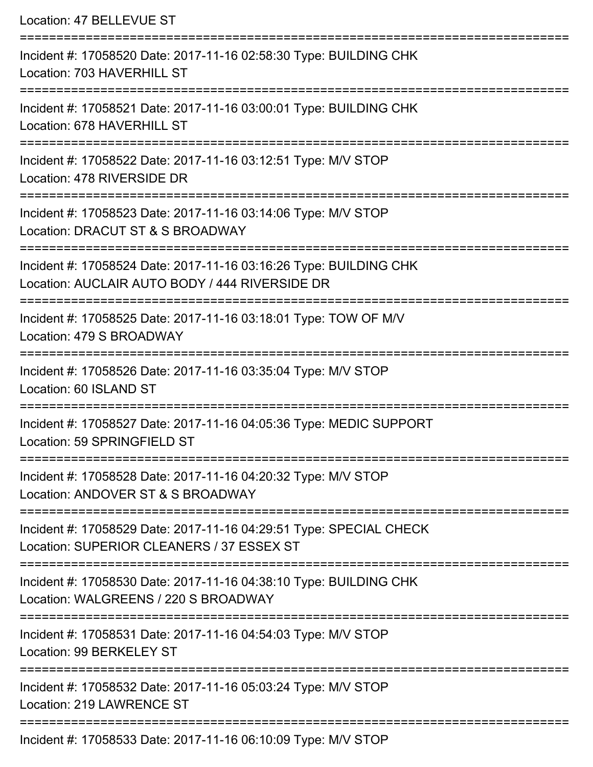Location: 47 BELLEVUE ST

===========================================================================

Incident #: 17058520 Date: 2017-11-16 02:58:30 Type: BUILDING CHK
Location: 703 HAVERHILL ST

===========================================================================

Incident #: 17058521 Date: 2017-11-16 03:00:01 Type: BUILDING CHK
Location: 678 HAVERHILL ST

===========================================================================

Incident #: 17058522 Date: 2017-11-16 03:12:51 Type: M/V STOP
Location: 478 RIVERSIDE DR

===========================================================================

Incident #: 17058523 Date: 2017-11-16 03:14:06 Type: M/V STOP
Location: DRACUT ST & S BROADWAY

===========================================================================

Incident #: 17058524 Date: 2017-11-16 03:16:26 Type: BUILDING CHK
Location: AUCLAIR AUTO BODY / 444 RIVERSIDE DR

===========================================================================

Incident #: 17058525 Date: 2017-11-16 03:18:01 Type: TOW OF M/V
Location: 479 S BROADWAY

===========================================================================

Incident #: 17058526 Date: 2017-11-16 03:35:04 Type: M/V STOP
Location: 60 ISLAND ST

===========================================================================

Incident #: 17058527 Date: 2017-11-16 04:05:36 Type: MEDIC SUPPORT
Location: 59 SPRINGFIELD ST

===========================================================================

Incident #: 17058528 Date: 2017-11-16 04:20:32 Type: M/V STOP
Location: ANDOVER ST & S BROADWAY

===========================================================================

Incident #: 17058529 Date: 2017-11-16 04:29:51 Type: SPECIAL CHECK
Location: SUPERIOR CLEANERS / 37 ESSEX ST

===========================================================================

Incident #: 17058530 Date: 2017-11-16 04:38:10 Type: BUILDING CHK
Location: WALGREENS / 220 S BROADWAY

===========================================================================

Incident #: 17058531 Date: 2017-11-16 04:54:03 Type: M/V STOP
Location: 99 BERKELEY ST

===========================================================================

Incident #: 17058532 Date: 2017-11-16 05:03:24 Type: M/V STOP
Location: 219 LAWRENCE ST

===========================================================================

Incident #: 17058533 Date: 2017-11-16 06:10:09 Type: M/V STOP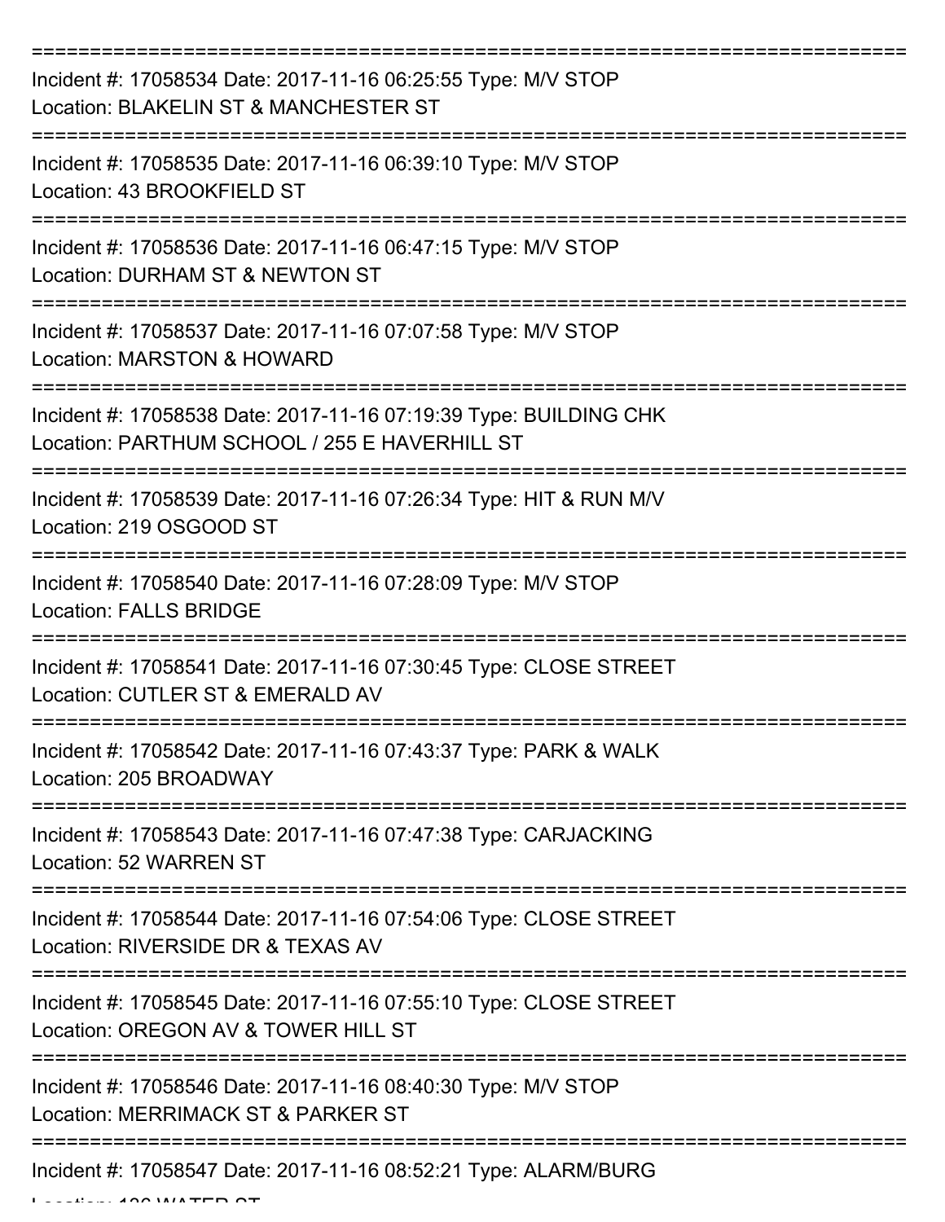===========================================================================

Incident #: 17058534 Date: 2017-11-16 06:25:55 Type: M/V STOP
Location: BLAKELIN ST & MANCHESTER ST

===========================================================================

Incident #: 17058535 Date: 2017-11-16 06:39:10 Type: M/V STOP
Location: 43 BROOKFIELD ST

===========================================================================

Incident #: 17058536 Date: 2017-11-16 06:47:15 Type: M/V STOP
Location: DURHAM ST & NEWTON ST

===========================================================================

Incident #: 17058537 Date: 2017-11-16 07:07:58 Type: M/V STOP
Location: MARSTON & HOWARD

===========================================================================

Incident #: 17058538 Date: 2017-11-16 07:19:39 Type: BUILDING CHK
Location: PARTHUM SCHOOL / 255 E HAVERHILL ST

===========================================================================

Incident #: 17058539 Date: 2017-11-16 07:26:34 Type: HIT & RUN M/V
Location: 219 OSGOOD ST

===========================================================================

Incident #: 17058540 Date: 2017-11-16 07:28:09 Type: M/V STOP
Location: FALLS BRIDGE

===========================================================================

Incident #: 17058541 Date: 2017-11-16 07:30:45 Type: CLOSE STREET
Location: CUTLER ST & EMERALD AV

===========================================================================

Incident #: 17058542 Date: 2017-11-16 07:43:37 Type: PARK & WALK
Location: 205 BROADWAY

===========================================================================

Incident #: 17058543 Date: 2017-11-16 07:47:38 Type: CARJACKING
Location: 52 WARREN ST

===========================================================================

Incident #: 17058544 Date: 2017-11-16 07:54:06 Type: CLOSE STREET
Location: RIVERSIDE DR & TEXAS AV

===========================================================================

Incident #: 17058545 Date: 2017-11-16 07:55:10 Type: CLOSE STREET
Location: OREGON AV & TOWER HILL ST

===========================================================================

Incident #: 17058546 Date: 2017-11-16 08:40:30 Type: M/V STOP
Location: MERRIMACK ST & PARKER ST

===========================================================================

Incident #: 17058547 Date: 2017-11-16 08:52:21 Type: ALARM/BURG
Location: 136 WATER ST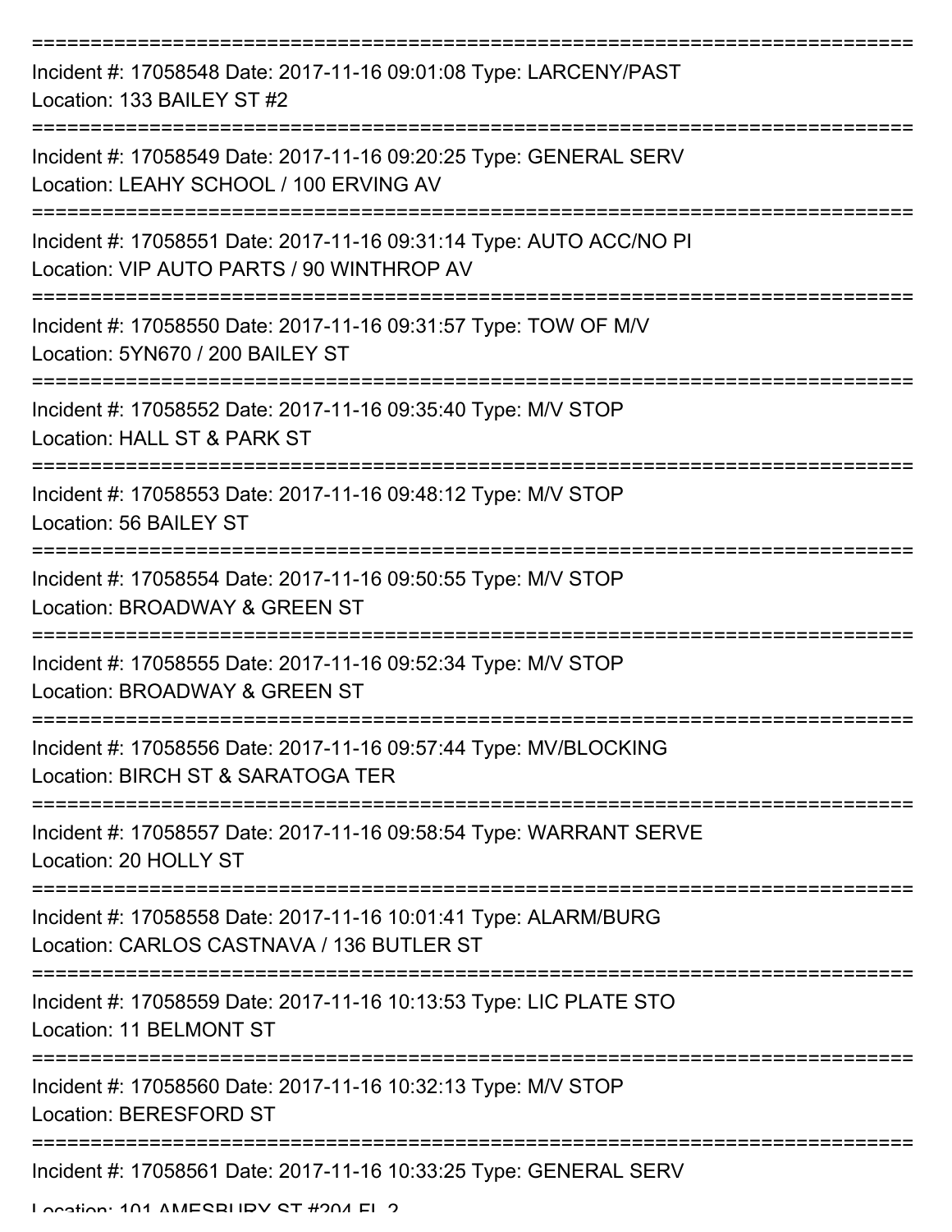===========================================================================

Incident #: 17058548 Date: 2017-11-16 09:01:08 Type: LARCENY/PAST
Location: 133 BAILEY ST #2

===========================================================================

Incident #: 17058549 Date: 2017-11-16 09:20:25 Type: GENERAL SERV
Location: LEAHY SCHOOL / 100 ERVING AV

===========================================================================

Incident #: 17058551 Date: 2017-11-16 09:31:14 Type: AUTO ACC/NO PI
Location: VIP AUTO PARTS / 90 WINTHROP AV

===========================================================================

Incident #: 17058550 Date: 2017-11-16 09:31:57 Type: TOW OF M/V
Location: 5YN670 / 200 BAILEY ST

===========================================================================

Incident #: 17058552 Date: 2017-11-16 09:35:40 Type: M/V STOP
Location: HALL ST & PARK ST

===========================================================================

Incident #: 17058553 Date: 2017-11-16 09:48:12 Type: M/V STOP
Location: 56 BAILEY ST

===========================================================================

Incident #: 17058554 Date: 2017-11-16 09:50:55 Type: M/V STOP
Location: BROADWAY & GREEN ST

===========================================================================

Incident #: 17058555 Date: 2017-11-16 09:52:34 Type: M/V STOP
Location: BROADWAY & GREEN ST

===========================================================================

Incident #: 17058556 Date: 2017-11-16 09:57:44 Type: MV/BLOCKING
Location: BIRCH ST & SARATOGA TER

===========================================================================

Incident #: 17058557 Date: 2017-11-16 09:58:54 Type: WARRANT SERVE
Location: 20 HOLLY ST

===========================================================================

Incident #: 17058558 Date: 2017-11-16 10:01:41 Type: ALARM/BURG
Location: CARLOS CASTNAVA / 136 BUTLER ST

===========================================================================

Incident #: 17058559 Date: 2017-11-16 10:13:53 Type: LIC PLATE STO
Location: 11 BELMONT ST

===========================================================================

Incident #: 17058560 Date: 2017-11-16 10:32:13 Type: M/V STOP
Location: BERESFORD ST

===========================================================================

Incident #: 17058561 Date: 2017-11-16 10:33:25 Type: GENERAL SERV
Location: 101 AMESBURY ST #204 FL 2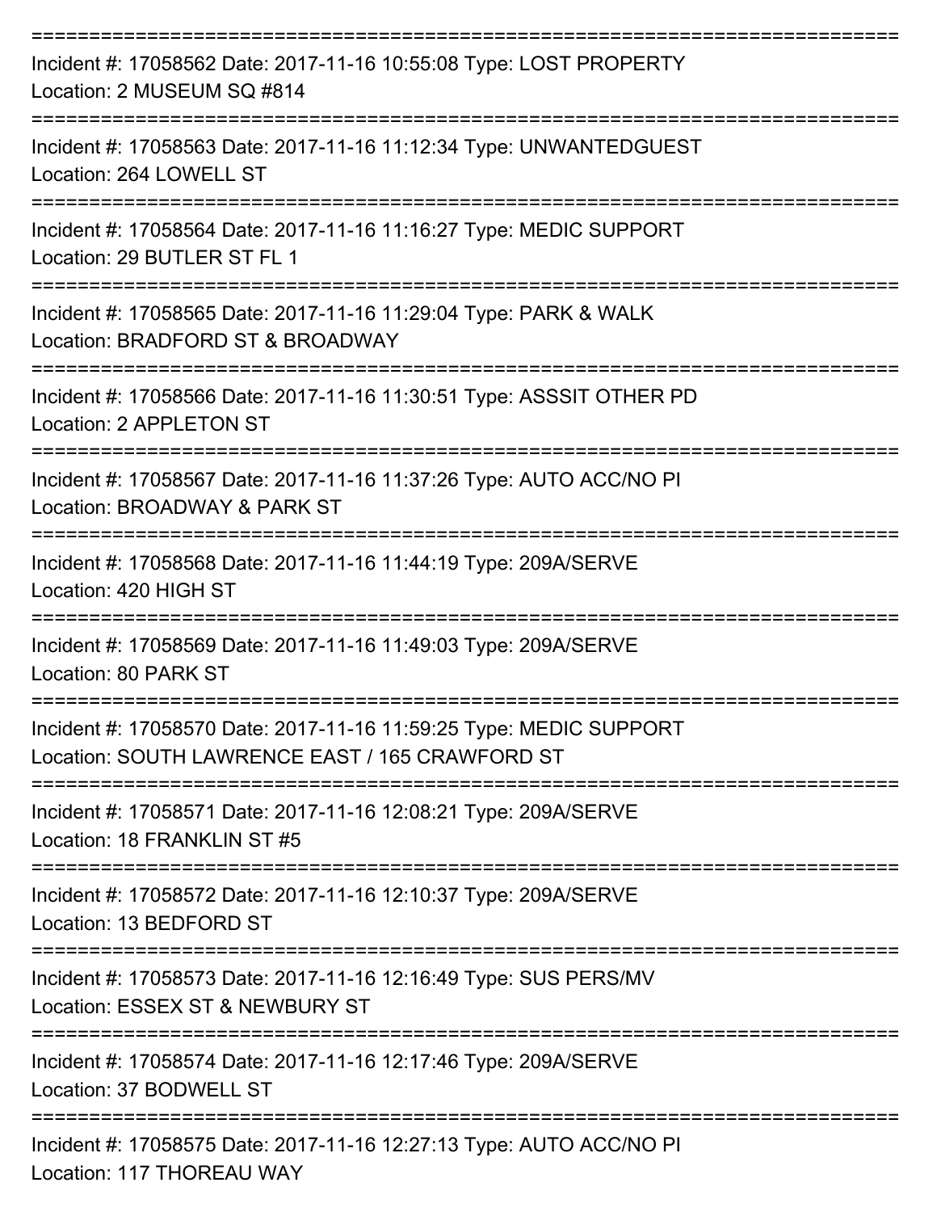===========================================================================

Incident #: 17058562 Date: 2017-11-16 10:55:08 Type: LOST PROPERTY
Location: 2 MUSEUM SQ #814

===========================================================================

Incident #: 17058563 Date: 2017-11-16 11:12:34 Type: UNWANTEDGUEST
Location: 264 LOWELL ST

===========================================================================

Incident #: 17058564 Date: 2017-11-16 11:16:27 Type: MEDIC SUPPORT
Location: 29 BUTLER ST FL 1

===========================================================================

Incident #: 17058565 Date: 2017-11-16 11:29:04 Type: PARK & WALK
Location: BRADFORD ST & BROADWAY

===========================================================================

Incident #: 17058566 Date: 2017-11-16 11:30:51 Type: ASSSIT OTHER PD
Location: 2 APPLETON ST

===========================================================================

Incident #: 17058567 Date: 2017-11-16 11:37:26 Type: AUTO ACC/NO PI
Location: BROADWAY & PARK ST

===========================================================================

Incident #: 17058568 Date: 2017-11-16 11:44:19 Type: 209A/SERVE
Location: 420 HIGH ST

===========================================================================

Incident #: 17058569 Date: 2017-11-16 11:49:03 Type: 209A/SERVE
Location: 80 PARK ST

===========================================================================

Incident #: 17058570 Date: 2017-11-16 11:59:25 Type: MEDIC SUPPORT
Location: SOUTH LAWRENCE EAST / 165 CRAWFORD ST

===========================================================================

Incident #: 17058571 Date: 2017-11-16 12:08:21 Type: 209A/SERVE
Location: 18 FRANKLIN ST #5

===========================================================================

Incident #: 17058572 Date: 2017-11-16 12:10:37 Type: 209A/SERVE
Location: 13 BEDFORD ST

===========================================================================

Incident #: 17058573 Date: 2017-11-16 12:16:49 Type: SUS PERS/MV
Location: ESSEX ST & NEWBURY ST

===========================================================================

Incident #: 17058574 Date: 2017-11-16 12:17:46 Type: 209A/SERVE
Location: 37 BODWELL ST

===========================================================================

Incident #: 17058575 Date: 2017-11-16 12:27:13 Type: AUTO ACC/NO PI
Location: 117 THOREAU WAY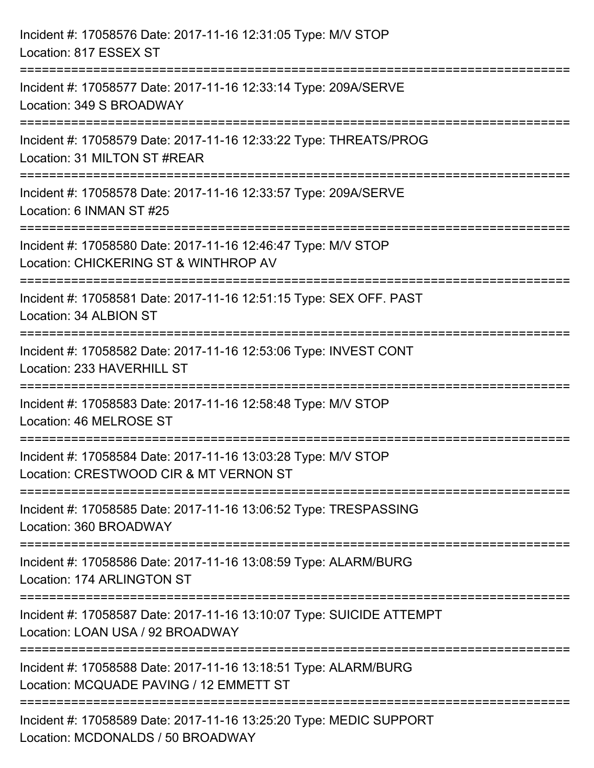Incident #: 17058576 Date: 2017-11-16 12:31:05 Type: M/V STOP
Location: 817 ESSEX ST
===========================================================================
Incident #: 17058577 Date: 2017-11-16 12:33:14 Type: 209A/SERVE
Location: 349 S BROADWAY
===========================================================================
Incident #: 17058579 Date: 2017-11-16 12:33:22 Type: THREATS/PROG
Location: 31 MILTON ST #REAR
===========================================================================
Incident #: 17058578 Date: 2017-11-16 12:33:57 Type: 209A/SERVE
Location: 6 INMAN ST #25
===========================================================================
Incident #: 17058580 Date: 2017-11-16 12:46:47 Type: M/V STOP
Location: CHICKERING ST & WINTHROP AV
===========================================================================
Incident #: 17058581 Date: 2017-11-16 12:51:15 Type: SEX OFF. PAST
Location: 34 ALBION ST
===========================================================================
Incident #: 17058582 Date: 2017-11-16 12:53:06 Type: INVEST CONT
Location: 233 HAVERHILL ST
===========================================================================
Incident #: 17058583 Date: 2017-11-16 12:58:48 Type: M/V STOP
Location: 46 MELROSE ST
===========================================================================
Incident #: 17058584 Date: 2017-11-16 13:03:28 Type: M/V STOP
Location: CRESTWOOD CIR & MT VERNON ST
===========================================================================
Incident #: 17058585 Date: 2017-11-16 13:06:52 Type: TRESPASSING
Location: 360 BROADWAY
===========================================================================
Incident #: 17058586 Date: 2017-11-16 13:08:59 Type: ALARM/BURG
Location: 174 ARLINGTON ST
===========================================================================
Incident #: 17058587 Date: 2017-11-16 13:10:07 Type: SUICIDE ATTEMPT
Location: LOAN USA / 92 BROADWAY
===========================================================================
Incident #: 17058588 Date: 2017-11-16 13:18:51 Type: ALARM/BURG
Location: MCQUADE PAVING / 12 EMMETT ST
===========================================================================
Incident #: 17058589 Date: 2017-11-16 13:25:20 Type: MEDIC SUPPORT
Location: MCDONALDS / 50 BROADWAY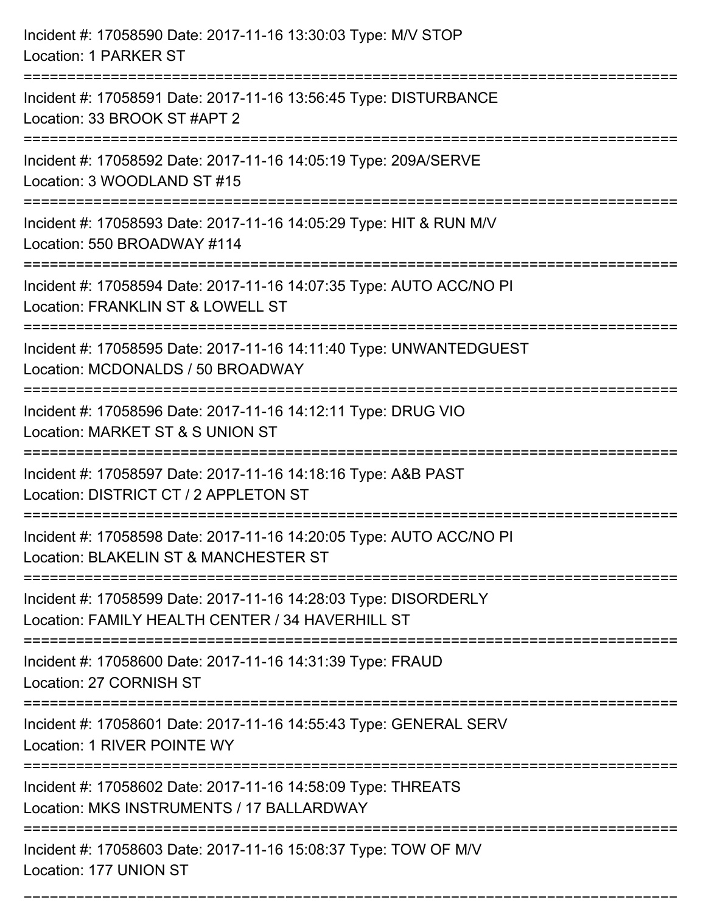Incident #: 17058590 Date: 2017-11-16 13:30:03 Type: M/V STOP
Location: 1 PARKER ST

===========================================================================

Incident #: 17058591 Date: 2017-11-16 13:56:45 Type: DISTURBANCE
Location: 33 BROOK ST #APT 2

===========================================================================

Incident #: 17058592 Date: 2017-11-16 14:05:19 Type: 209A/SERVE
Location: 3 WOODLAND ST #15

===========================================================================

Incident #: 17058593 Date: 2017-11-16 14:05:29 Type: HIT & RUN M/V
Location: 550 BROADWAY #114

===========================================================================

Incident #: 17058594 Date: 2017-11-16 14:07:35 Type: AUTO ACC/NO PI
Location: FRANKLIN ST & LOWELL ST

===========================================================================

Incident #: 17058595 Date: 2017-11-16 14:11:40 Type: UNWANTEDGUEST
Location: MCDONALDS / 50 BROADWAY

===========================================================================

Incident #: 17058596 Date: 2017-11-16 14:12:11 Type: DRUG VIO
Location: MARKET ST & S UNION ST

===========================================================================

Incident #: 17058597 Date: 2017-11-16 14:18:16 Type: A&B PAST
Location: DISTRICT CT / 2 APPLETON ST

===========================================================================

Incident #: 17058598 Date: 2017-11-16 14:20:05 Type: AUTO ACC/NO PI
Location: BLAKELIN ST & MANCHESTER ST

===========================================================================

Incident #: 17058599 Date: 2017-11-16 14:28:03 Type: DISORDERLY
Location: FAMILY HEALTH CENTER / 34 HAVERHILL ST

===========================================================================

Incident #: 17058600 Date: 2017-11-16 14:31:39 Type: FRAUD
Location: 27 CORNISH ST

===========================================================================

Incident #: 17058601 Date: 2017-11-16 14:55:43 Type: GENERAL SERV
Location: 1 RIVER POINTE WY

===========================================================================

Incident #: 17058602 Date: 2017-11-16 14:58:09 Type: THREATS
Location: MKS INSTRUMENTS / 17 BALLARDWAY

===========================================================================

Incident #: 17058603 Date: 2017-11-16 15:08:37 Type: TOW OF M/V
Location: 177 UNION ST

===========================================================================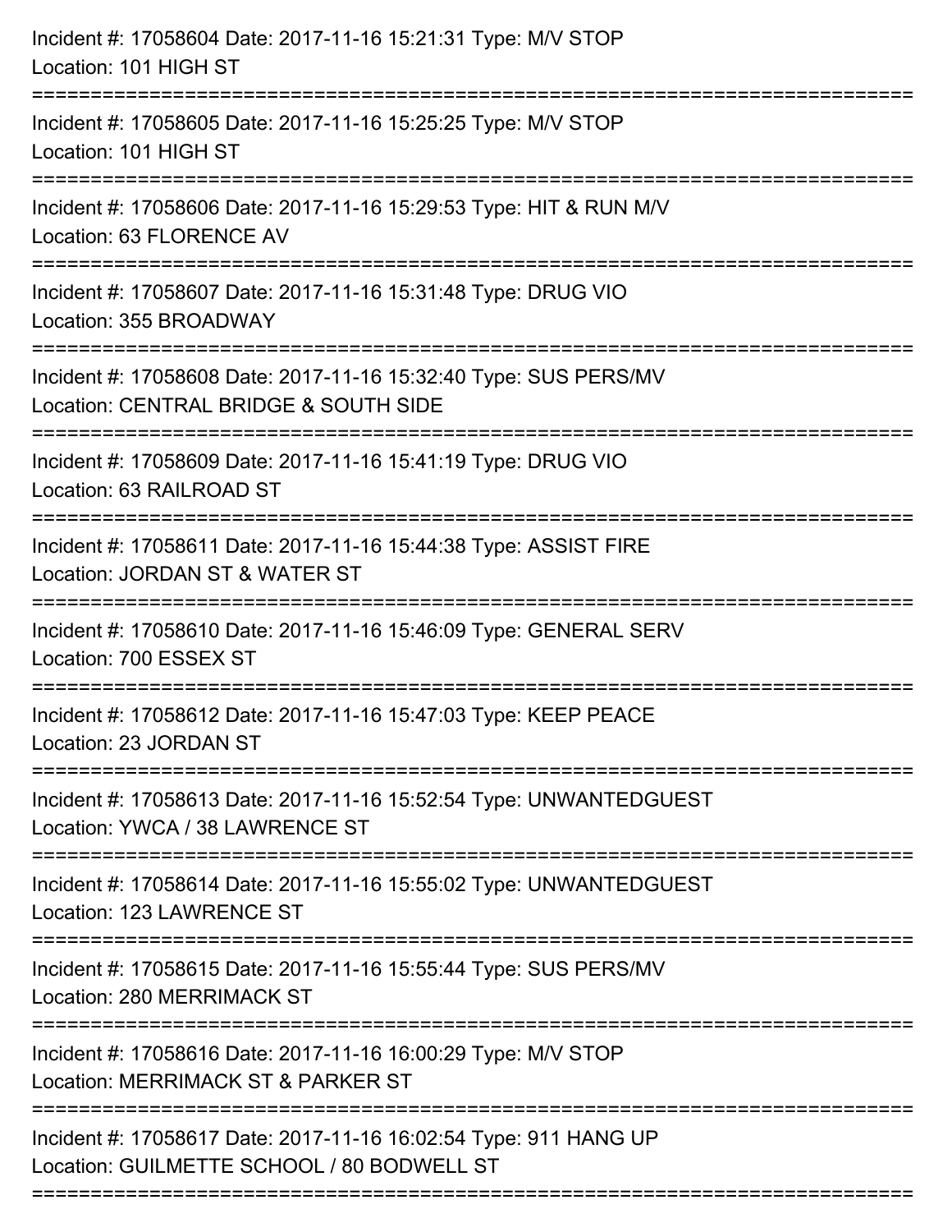Incident #: 17058604 Date: 2017-11-16 15:21:31 Type: M/V STOP
Location: 101 HIGH ST

===========================================================================

Incident #: 17058605 Date: 2017-11-16 15:25:25 Type: M/V STOP
Location: 101 HIGH ST

===========================================================================

Incident #: 17058606 Date: 2017-11-16 15:29:53 Type: HIT & RUN M/V
Location: 63 FLORENCE AV

===========================================================================

Incident #: 17058607 Date: 2017-11-16 15:31:48 Type: DRUG VIO
Location: 355 BROADWAY

===========================================================================

Incident #: 17058608 Date: 2017-11-16 15:32:40 Type: SUS PERS/MV
Location: CENTRAL BRIDGE & SOUTH SIDE

===========================================================================

Incident #: 17058609 Date: 2017-11-16 15:41:19 Type: DRUG VIO
Location: 63 RAILROAD ST

===========================================================================

Incident #: 17058611 Date: 2017-11-16 15:44:38 Type: ASSIST FIRE
Location: JORDAN ST & WATER ST

===========================================================================

Incident #: 17058610 Date: 2017-11-16 15:46:09 Type: GENERAL SERV
Location: 700 ESSEX ST

===========================================================================

Incident #: 17058612 Date: 2017-11-16 15:47:03 Type: KEEP PEACE
Location: 23 JORDAN ST

===========================================================================

Incident #: 17058613 Date: 2017-11-16 15:52:54 Type: UNWANTEDGUEST
Location: YWCA / 38 LAWRENCE ST

===========================================================================

Incident #: 17058614 Date: 2017-11-16 15:55:02 Type: UNWANTEDGUEST
Location: 123 LAWRENCE ST

===========================================================================

Incident #: 17058615 Date: 2017-11-16 15:55:44 Type: SUS PERS/MV
Location: 280 MERRIMACK ST

===========================================================================

Incident #: 17058616 Date: 2017-11-16 16:00:29 Type: M/V STOP
Location: MERRIMACK ST & PARKER ST

===========================================================================

Incident #: 17058617 Date: 2017-11-16 16:02:54 Type: 911 HANG UP
Location: GUILMETTE SCHOOL / 80 BODWELL ST

===========================================================================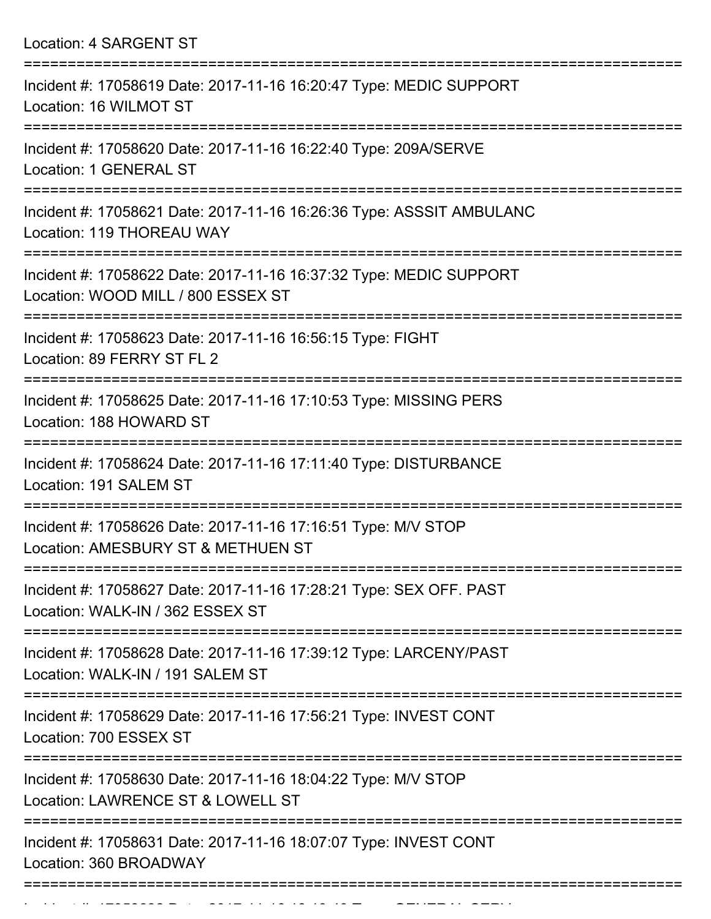Location: 4 SARGENT ST

===========================================================================

Incident #: 17058619 Date: 2017-11-16 16:20:47 Type: MEDIC SUPPORT
Location: 16 WILMOT ST

===========================================================================

Incident #: 17058620 Date: 2017-11-16 16:22:40 Type: 209A/SERVE
Location: 1 GENERAL ST

===========================================================================

Incident #: 17058621 Date: 2017-11-16 16:26:36 Type: ASSSIT AMBULANC
Location: 119 THOREAU WAY

===========================================================================

Incident #: 17058622 Date: 2017-11-16 16:37:32 Type: MEDIC SUPPORT
Location: WOOD MILL / 800 ESSEX ST

===========================================================================

Incident #: 17058623 Date: 2017-11-16 16:56:15 Type: FIGHT
Location: 89 FERRY ST FL 2

===========================================================================

Incident #: 17058625 Date: 2017-11-16 17:10:53 Type: MISSING PERS
Location: 188 HOWARD ST

===========================================================================

Incident #: 17058624 Date: 2017-11-16 17:11:40 Type: DISTURBANCE
Location: 191 SALEM ST

===========================================================================

Incident #: 17058626 Date: 2017-11-16 17:16:51 Type: M/V STOP
Location: AMESBURY ST & METHUEN ST

===========================================================================

Incident #: 17058627 Date: 2017-11-16 17:28:21 Type: SEX OFF. PAST
Location: WALK-IN / 362 ESSEX ST

===========================================================================

Incident #: 17058628 Date: 2017-11-16 17:39:12 Type: LARCENY/PAST
Location: WALK-IN / 191 SALEM ST

===========================================================================

Incident #: 17058629 Date: 2017-11-16 17:56:21 Type: INVEST CONT
Location: 700 ESSEX ST

===========================================================================

Incident #: 17058630 Date: 2017-11-16 18:04:22 Type: M/V STOP
Location: LAWRENCE ST & LOWELL ST

===========================================================================

Incident #: 17058631 Date: 2017-11-16 18:07:07 Type: INVEST CONT
Location: 360 BROADWAY

===========================================================================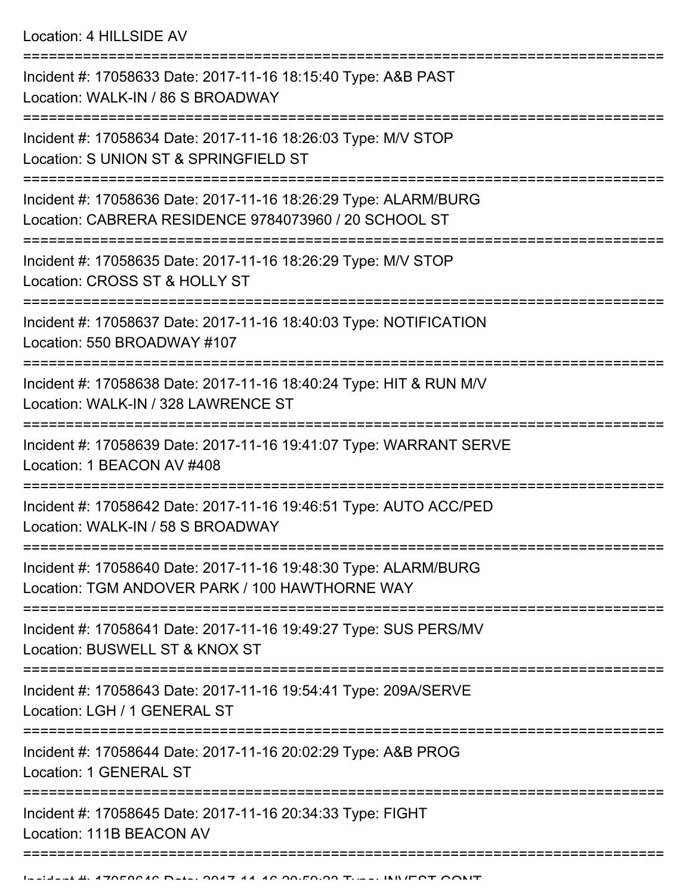Location: 4 HILLSIDE AV

===========================================================================

Incident #: 17058633 Date: 2017-11-16 18:15:40 Type: A&B PAST

Location: WALK-IN / 86 S BROADWAY

===========================================================================

Incident #: 17058634 Date: 2017-11-16 18:26:03 Type: M/V STOP

Location: S UNION ST & SPRINGFIELD ST

===========================================================================

Incident #: 17058636 Date: 2017-11-16 18:26:29 Type: ALARM/BURG

Location: CABRERA RESIDENCE 9784073960 / 20 SCHOOL ST

===========================================================================

Incident #: 17058635 Date: 2017-11-16 18:26:29 Type: M/V STOP

Location: CROSS ST & HOLLY ST

===========================================================================

Incident #: 17058637 Date: 2017-11-16 18:40:03 Type: NOTIFICATION

Location: 550 BROADWAY #107

===========================================================================

Incident #: 17058638 Date: 2017-11-16 18:40:24 Type: HIT & RUN M/V

Location: WALK-IN / 328 LAWRENCE ST

===========================================================================

Incident #: 17058639 Date: 2017-11-16 19:41:07 Type: WARRANT SERVE

Location: 1 BEACON AV #408

===========================================================================

Incident #: 17058642 Date: 2017-11-16 19:46:51 Type: AUTO ACC/PED

Location: WALK-IN / 58 S BROADWAY

===========================================================================

Incident #: 17058640 Date: 2017-11-16 19:48:30 Type: ALARM/BURG

Location: TGM ANDOVER PARK / 100 HAWTHORNE WAY

===========================================================================

Incident #: 17058641 Date: 2017-11-16 19:49:27 Type: SUS PERS/MV

Location: BUSWELL ST & KNOX ST

===========================================================================

Incident #: 17058643 Date: 2017-11-16 19:54:41 Type: 209A/SERVE

Location: LGH / 1 GENERAL ST

===========================================================================

Incident #: 17058644 Date: 2017-11-16 20:02:29 Type: A&B PROG

Location: 1 GENERAL ST

===========================================================================

Incident #: 17058645 Date: 2017-11-16 20:34:33 Type: FIGHT

Location: 111B BEACON AV

===========================================================================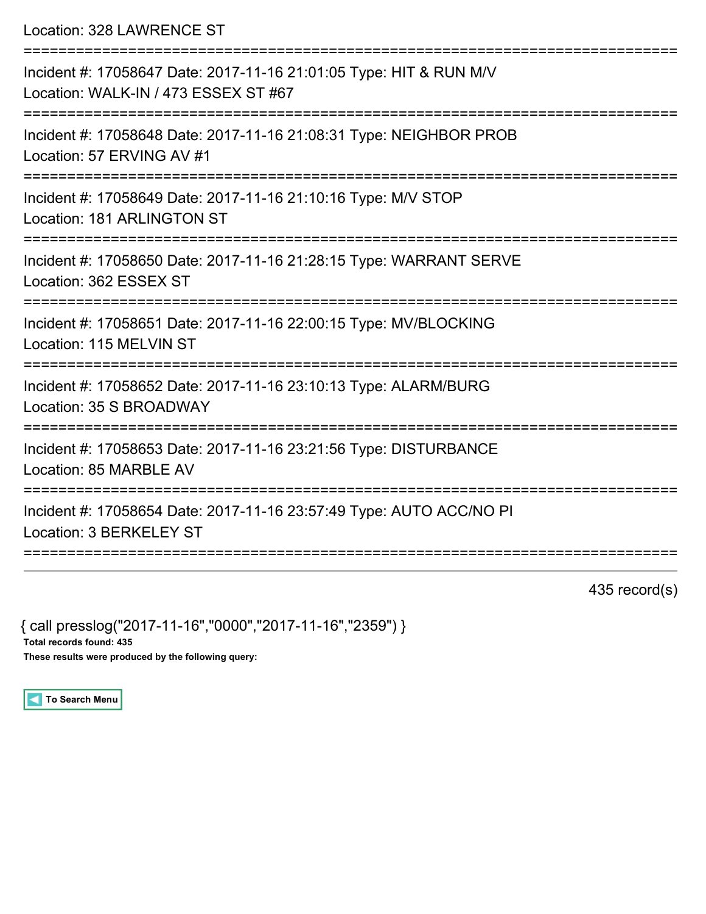Location: 328 LAWRENCE ST

===========================================================================

Incident #: 17058647 Date: 2017-11-16 21:01:05 Type: HIT & RUN M/V
Location: WALK-IN / 473 ESSEX ST #67

===========================================================================

Incident #: 17058648 Date: 2017-11-16 21:08:31 Type: NEIGHBOR PROB
Location: 57 ERVING AV #1

===========================================================================

Incident #: 17058649 Date: 2017-11-16 21:10:16 Type: M/V STOP
Location: 181 ARLINGTON ST

===========================================================================

Incident #: 17058650 Date: 2017-11-16 21:28:15 Type: WARRANT SERVE
Location: 362 ESSEX ST

===========================================================================

Incident #: 17058651 Date: 2017-11-16 22:00:15 Type: MV/BLOCKING
Location: 115 MELVIN ST

===========================================================================

Incident #: 17058652 Date: 2017-11-16 23:10:13 Type: ALARM/BURG
Location: 35 S BROADWAY

===========================================================================

Incident #: 17058653 Date: 2017-11-16 23:21:56 Type: DISTURBANCE
Location: 85 MARBLE AV

===========================================================================

Incident #: 17058654 Date: 2017-11-16 23:57:49 Type: AUTO ACC/NO PI
Location: 3 BERKELEY ST

===========================================================================

435 record(s)

{ call presslog("2017-11-16","0000","2017-11-16","2359") }

**Total records found: 435**

**These results were produced by the following query:**

To Search Menu